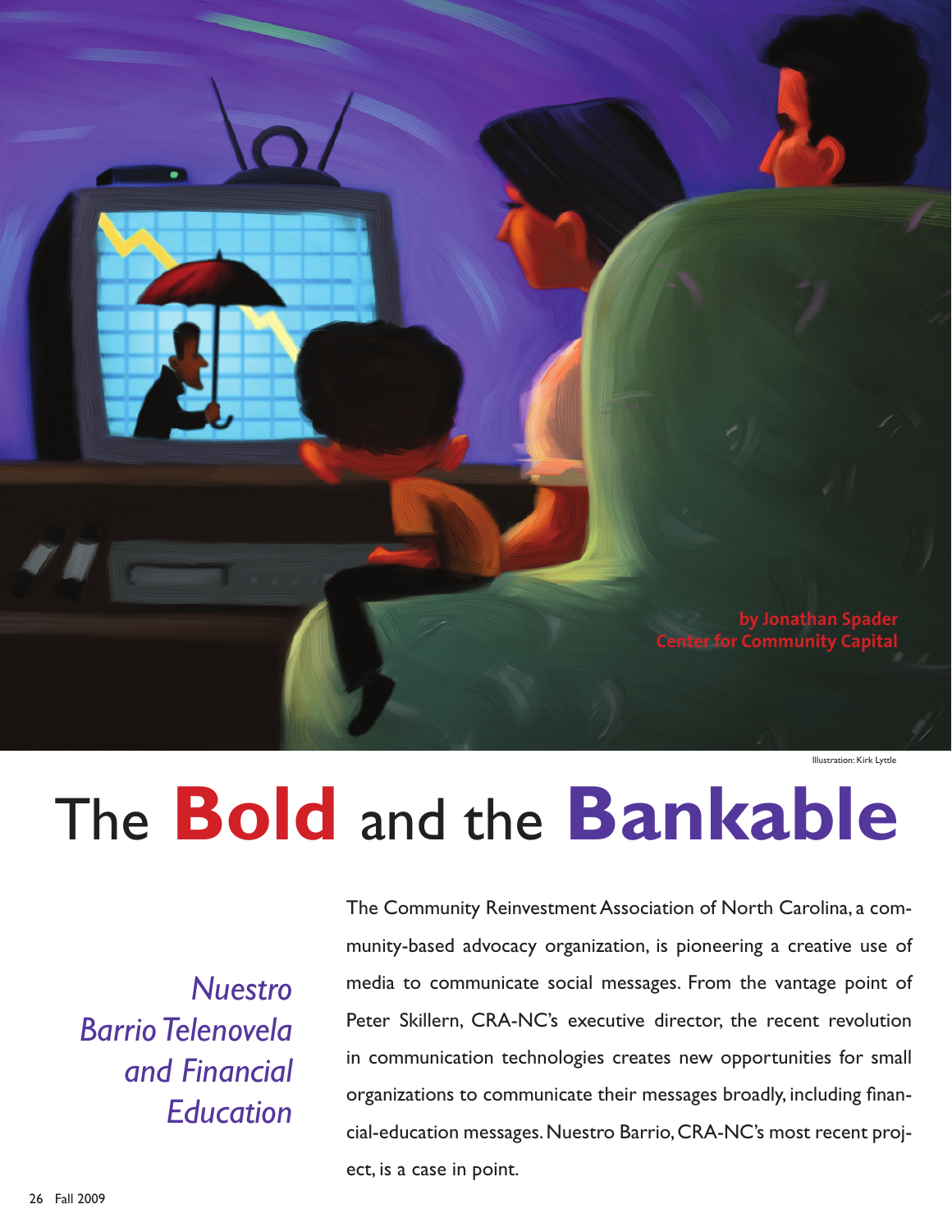by Jonathan Spader
Center for Community Capital

Illustration: Kirk Lyttle

# The **Bold** and the **Bankable**

*Nuestro Barrio Telenovela and Financial Education*

The Community Reinvestment Association of North Carolina, a community-based advocacy organization, is pioneering a creative use of media to communicate social messages. From the vantage point of Peter Skillern, CRA-NC's executive director, the recent revolution in communication technologies creates new opportunities for small organizations to communicate their messages broadly, including financial-education messages. Nuestro Barrio, CRA-NC's most recent project, is a case in point.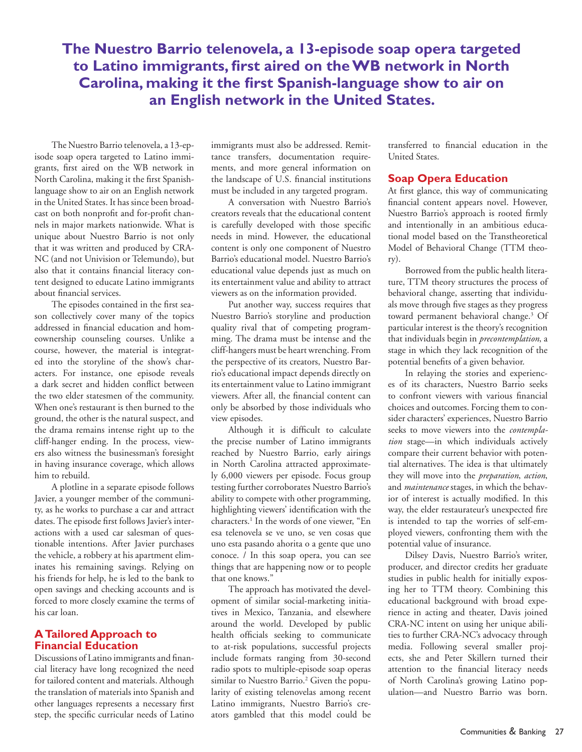**The Nuestro Barrio telenovela, a 13-episode soap opera targeted to Latino immigrants, first aired on the WB network in North Carolina, making it the first Spanish-language show to air on an English network in the United States.**

The Nuestro Barrio telenovela, a 13-episode soap opera targeted to Latino immigrants, first aired on the WB network in North Carolina, making it the first Spanish-language show to air on an English network in the United States. It has since been broadcast on both nonprofit and for-profit channels in major markets nationwide. What is unique about Nuestro Barrio is not only that it was written and produced by CRA-NC (and not Univision or Telemundo), but also that it contains financial literacy content designed to educate Latino immigrants about financial services.

The episodes contained in the first season collectively cover many of the topics addressed in financial education and homeownership counseling courses. Unlike a course, however, the material is integrated into the storyline of the show's characters. For instance, one episode reveals a dark secret and hidden conflict between the two elder statesmen of the community. When one's restaurant is then burned to the ground, the other is the natural suspect, and the drama remains intense right up to the cliff-hanger ending. In the process, viewers also witness the businessman's foresight in having insurance coverage, which allows him to rebuild.

A plotline in a separate episode follows Javier, a younger member of the community, as he works to purchase a car and attract dates. The episode first follows Javier's interactions with a used car salesman of questionable intentions. After Javier purchases the vehicle, a robbery at his apartment eliminates his remaining savings. Relying on his friends for help, he is led to the bank to open savings and checking accounts and is forced to more closely examine the terms of his car loan.

## A Tailored Approach to Financial Education

Discussions of Latino immigrants and financial literacy have long recognized the need for tailored content and materials. Although the translation of materials into Spanish and other languages represents a necessary first step, the specific curricular needs of Latino immigrants must also be addressed. Remittance transfers, documentation requirements, and more general information on the landscape of U.S. financial institutions must be included in any targeted program.

A conversation with Nuestro Barrio's creators reveals that the educational content is carefully developed with those specific needs in mind. However, the educational content is only one component of Nuestro Barrio's educational model. Nuestro Barrio's educational value depends just as much on its entertainment value and ability to attract viewers as on the information provided.

Put another way, success requires that Nuestro Barrio's storyline and production quality rival that of competing programming. The drama must be intense and the cliff-hangers must be heart wrenching. From the perspective of its creators, Nuestro Barrio's educational impact depends directly on its entertainment value to Latino immigrant viewers. After all, the financial content can only be absorbed by those individuals who view episodes.

Although it is difficult to calculate the precise number of Latino immigrants reached by Nuestro Barrio, early airings in North Carolina attracted approximately 6,000 viewers per episode. Focus group testing further corroborates Nuestro Barrio's ability to compete with other programming, highlighting viewers' identification with the characters.[1] In the words of one viewer, "En esa telenovela se ve uno, se ven cosas que uno esta pasando ahorita o a gente que uno conoce. / In this soap opera, you can see things that are happening now or to people that one knows."

The approach has motivated the development of similar social-marketing initiatives in Mexico, Tanzania, and elsewhere around the world. Developed by public health officials seeking to communicate to at-risk populations, successful projects include formats ranging from 30-second radio spots to multiple-episode soap operas similar to Nuestro Barrio.[2] Given the popularity of existing telenovelas among recent Latino immigrants, Nuestro Barrio's creators gambled that this model could be transferred to financial education in the United States.

## Soap Opera Education

At first glance, this way of communicating financial content appears novel. However, Nuestro Barrio's approach is rooted firmly and intentionally in an ambitious educational model based on the Transtheoretical Model of Behavioral Change (TTM theory).

Borrowed from the public health literature, TTM theory structures the process of behavioral change, asserting that individuals move through five stages as they progress toward permanent behavioral change.[3] Of particular interest is the theory's recognition that individuals begin in *precontemplation*, a stage in which they lack recognition of the potential benefits of a given behavior.

In relaying the stories and experiences of its characters, Nuestro Barrio seeks to confront viewers with various financial choices and outcomes. Forcing them to consider characters' experiences, Nuestro Barrio seeks to move viewers into the *contemplation* stage—in which individuals actively compare their current behavior with potential alternatives. The idea is that ultimately they will move into the *preparation*, *action*, and *maintenance* stages, in which the behavior of interest is actually modified. In this way, the elder restaurateur's unexpected fire is intended to tap the worries of self-employed viewers, confronting them with the potential value of insurance.

Dilsey Davis, Nuestro Barrio's writer, producer, and director credits her graduate studies in public health for initially exposing her to TTM theory. Combining this educational background with broad experience in acting and theater, Davis joined CRA-NC intent on using her unique abilities to further CRA-NC's advocacy through media. Following several smaller projects, she and Peter Skillern turned their attention to the financial literacy needs of North Carolina's growing Latino population—and Nuestro Barrio was born.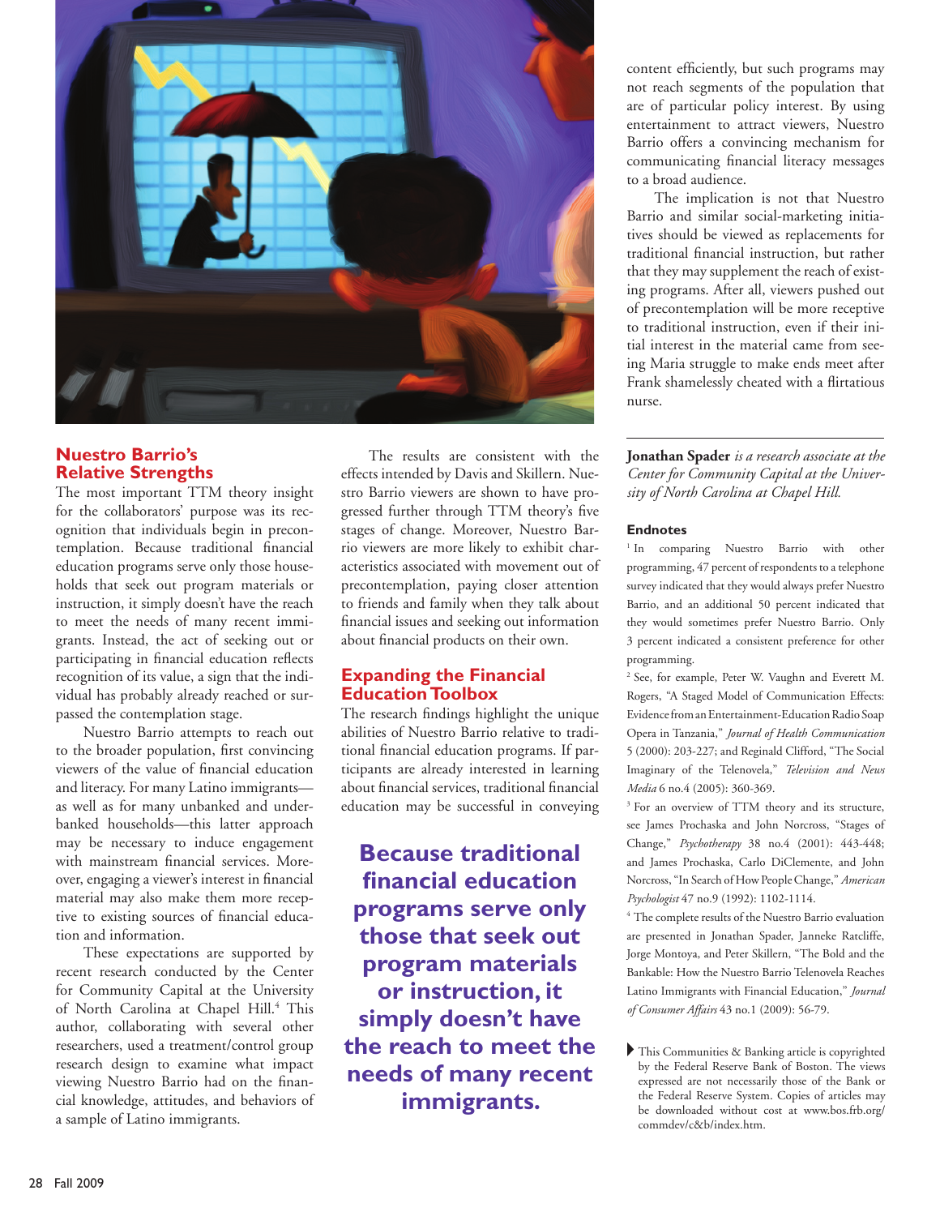## Nuestro Barrio's Relative Strengths

The most important TTM theory insight for the collaborators' purpose was its recognition that individuals begin in precontemplation. Because traditional financial education programs serve only those households that seek out program materials or instruction, it simply doesn't have the reach to meet the needs of many recent immigrants. Instead, the act of seeking out or participating in financial education reflects recognition of its value, a sign that the individual has probably already reached or surpassed the contemplation stage.

Nuestro Barrio attempts to reach out to the broader population, first convincing viewers of the value of financial education and literacy. For many Latino immigrants—as well as for many unbanked and underbanked households—this latter approach may be necessary to induce engagement with mainstream financial services. Moreover, engaging a viewer's interest in financial material may also make them more receptive to existing sources of financial education and information.

These expectations are supported by recent research conducted by the Center for Community Capital at the University of North Carolina at Chapel Hill.[4] This author, collaborating with several other researchers, used a treatment/control group research design to examine what impact viewing Nuestro Barrio had on the financial knowledge, attitudes, and behaviors of a sample of Latino immigrants.

The results are consistent with the effects intended by Davis and Skillern. Nuestro Barrio viewers are shown to have progressed further through TTM theory's five stages of change. Moreover, Nuestro Barrio viewers are more likely to exhibit characteristics associated with movement out of precontemplation, paying closer attention to friends and family when they talk about financial issues and seeking out information about financial products on their own.

## Expanding the Financial Education Toolbox

The research findings highlight the unique abilities of Nuestro Barrio relative to traditional financial education programs. If participants are already interested in learning about financial services, traditional financial education may be successful in conveying content efficiently, but such programs may not reach segments of the population that are of particular policy interest. By using entertainment to attract viewers, Nuestro Barrio offers a convincing mechanism for communicating financial literacy messages to a broad audience.

The implication is not that Nuestro Barrio and similar social-marketing initiatives should be viewed as replacements for traditional financial instruction, but rather that they may supplement the reach of existing programs. After all, viewers pushed out of precontemplation will be more receptive to traditional instruction, even if their initial interest in the material came from seeing Maria struggle to make ends meet after Frank shamelessly cheated with a flirtatious nurse.

**Because traditional financial education programs serve only those that seek out program materials or instruction, it simply doesn't have the reach to meet the needs of many recent immigrants.**

---

**Jonathan Spader** *is a research associate at the Center for Community Capital at the University of North Carolina at Chapel Hill.*

### Endnotes

[1] In comparing Nuestro Barrio with other programming, 47 percent of respondents to a telephone survey indicated that they would always prefer Nuestro Barrio, and an additional 50 percent indicated that they would sometimes prefer Nuestro Barrio. Only 3 percent indicated a consistent preference for other programming.

[2] See, for example, Peter W. Vaughn and Everett M. Rogers, "A Staged Model of Communication Effects: Evidence from an Entertainment-Education Radio Soap Opera in Tanzania," *Journal of Health Communication* 5 (2000): 203-227; and Reginald Clifford, "The Social Imaginary of the Telenovela," *Television and News Media* 6 no.4 (2005): 360-369.

[3] For an overview of TTM theory and its structure, see James Prochaska and John Norcross, "Stages of Change," *Psychotherapy* 38 no.4 (2001): 443-448; and James Prochaska, Carlo DiClemente, and John Norcross, "In Search of How People Change," *American Psychologist* 47 no.9 (1992): 1102-1114.

[4] The complete results of the Nuestro Barrio evaluation are presented in Jonathan Spader, Janneke Ratcliffe, Jorge Montoya, and Peter Skillern, "The Bold and the Bankable: How the Nuestro Barrio Telenovela Reaches Latino Immigrants with Financial Education," *Journal of Consumer Affairs* 43 no.1 (2009): 56-79.

This Communities & Banking article is copyrighted by the Federal Reserve Bank of Boston. The views expressed are not necessarily those of the Bank or the Federal Reserve System. Copies of articles may be downloaded without cost at www.bos.frb.org/commdev/c&b/index.htm.